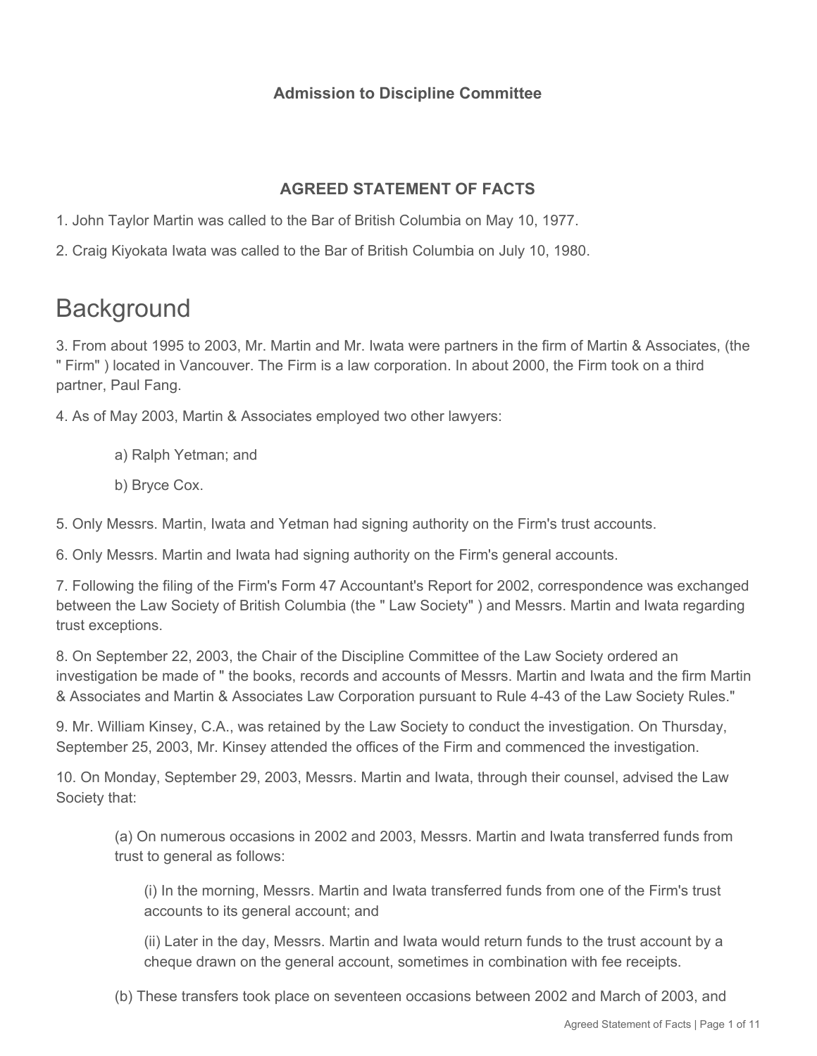**Admission to Discipline Committee**

**AGREED STATEMENT OF FACTS**

1. John Taylor Martin was called to the Bar of British Columbia on May 10, 1977.

2. Craig Kiyokata Iwata was called to the Bar of British Columbia on July 10, 1980.

# Background

3. From about 1995 to 2003, Mr. Martin and Mr. Iwata were partners in the firm of Martin & Associates, (the " Firm" ) located in Vancouver. The Firm is a law corporation. In about 2000, the Firm took on a third partner, Paul Fang.

4. As of May 2003, Martin & Associates employed two other lawyers:

> a) Ralph Yetman; and
>
> b) Bryce Cox.

5. Only Messrs. Martin, Iwata and Yetman had signing authority on the Firm's trust accounts.

6. Only Messrs. Martin and Iwata had signing authority on the Firm's general accounts.

7. Following the filing of the Firm's Form 47 Accountant's Report for 2002, correspondence was exchanged between the Law Society of British Columbia (the " Law Society" ) and Messrs. Martin and Iwata regarding trust exceptions.

8. On September 22, 2003, the Chair of the Discipline Committee of the Law Society ordered an investigation be made of " the books, records and accounts of Messrs. Martin and Iwata and the firm Martin & Associates and Martin & Associates Law Corporation pursuant to Rule 4-43 of the Law Society Rules."

9. Mr. William Kinsey, C.A., was retained by the Law Society to conduct the investigation. On Thursday, September 25, 2003, Mr. Kinsey attended the offices of the Firm and commenced the investigation.

10. On Monday, September 29, 2003, Messrs. Martin and Iwata, through their counsel, advised the Law Society that:

> (a) On numerous occasions in 2002 and 2003, Messrs. Martin and Iwata transferred funds from trust to general as follows:
>
> > (i) In the morning, Messrs. Martin and Iwata transferred funds from one of the Firm's trust accounts to its general account; and
> >
> > (ii) Later in the day, Messrs. Martin and Iwata would return funds to the trust account by a cheque drawn on the general account, sometimes in combination with fee receipts.
>
> (b) These transfers took place on seventeen occasions between 2002 and March of 2003, and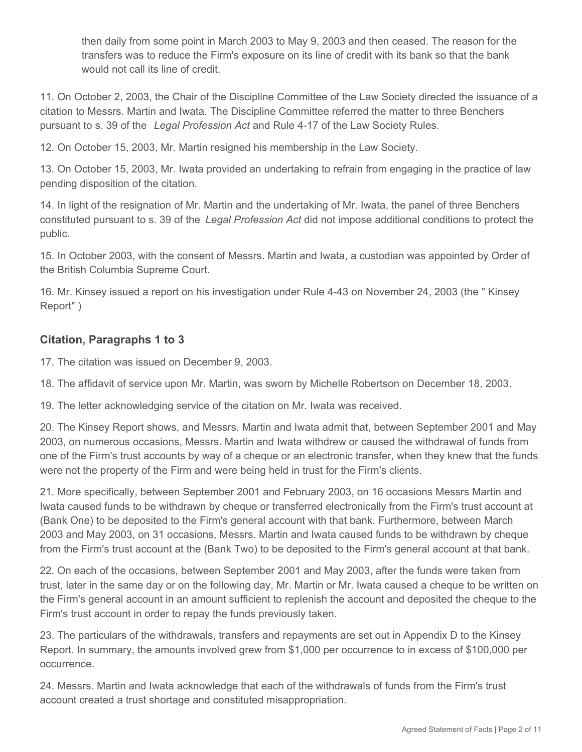then daily from some point in March 2003 to May 9, 2003 and then ceased. The reason for the transfers was to reduce the Firm's exposure on its line of credit with its bank so that the bank would not call its line of credit.

11. On October 2, 2003, the Chair of the Discipline Committee of the Law Society directed the issuance of a citation to Messrs. Martin and Iwata. The Discipline Committee referred the matter to three Benchers pursuant to s. 39 of the *Legal Profession Act* and Rule 4-17 of the Law Society Rules.

12. On October 15, 2003, Mr. Martin resigned his membership in the Law Society.

13. On October 15, 2003, Mr. Iwata provided an undertaking to refrain from engaging in the practice of law pending disposition of the citation.

14. In light of the resignation of Mr. Martin and the undertaking of Mr. Iwata, the panel of three Benchers constituted pursuant to s. 39 of the *Legal Profession Act* did not impose additional conditions to protect the public.

15. In October 2003, with the consent of Messrs. Martin and Iwata, a custodian was appointed by Order of the British Columbia Supreme Court.

16. Mr. Kinsey issued a report on his investigation under Rule 4-43 on November 24, 2003 (the " Kinsey Report" )

### Citation, Paragraphs 1 to 3

17. The citation was issued on December 9, 2003.

18. The affidavit of service upon Mr. Martin, was sworn by Michelle Robertson on December 18, 2003.

19. The letter acknowledging service of the citation on Mr. Iwata was received.

20. The Kinsey Report shows, and Messrs. Martin and Iwata admit that, between September 2001 and May 2003, on numerous occasions, Messrs. Martin and Iwata withdrew or caused the withdrawal of funds from one of the Firm's trust accounts by way of a cheque or an electronic transfer, when they knew that the funds were not the property of the Firm and were being held in trust for the Firm's clients.

21. More specifically, between September 2001 and February 2003, on 16 occasions Messrs Martin and Iwata caused funds to be withdrawn by cheque or transferred electronically from the Firm's trust account at (Bank One) to be deposited to the Firm's general account with that bank. Furthermore, between March 2003 and May 2003, on 31 occasions, Messrs. Martin and Iwata caused funds to be withdrawn by cheque from the Firm's trust account at the (Bank Two) to be deposited to the Firm's general account at that bank.

22. On each of the occasions, between September 2001 and May 2003, after the funds were taken from trust, later in the same day or on the following day, Mr. Martin or Mr. Iwata caused a cheque to be written on the Firm's general account in an amount sufficient to replenish the account and deposited the cheque to the Firm's trust account in order to repay the funds previously taken.

23. The particulars of the withdrawals, transfers and repayments are set out in Appendix D to the Kinsey Report. In summary, the amounts involved grew from $1,000 per occurrence to in excess of $100,000 per occurrence.

24. Messrs. Martin and Iwata acknowledge that each of the withdrawals of funds from the Firm's trust account created a trust shortage and constituted misappropriation.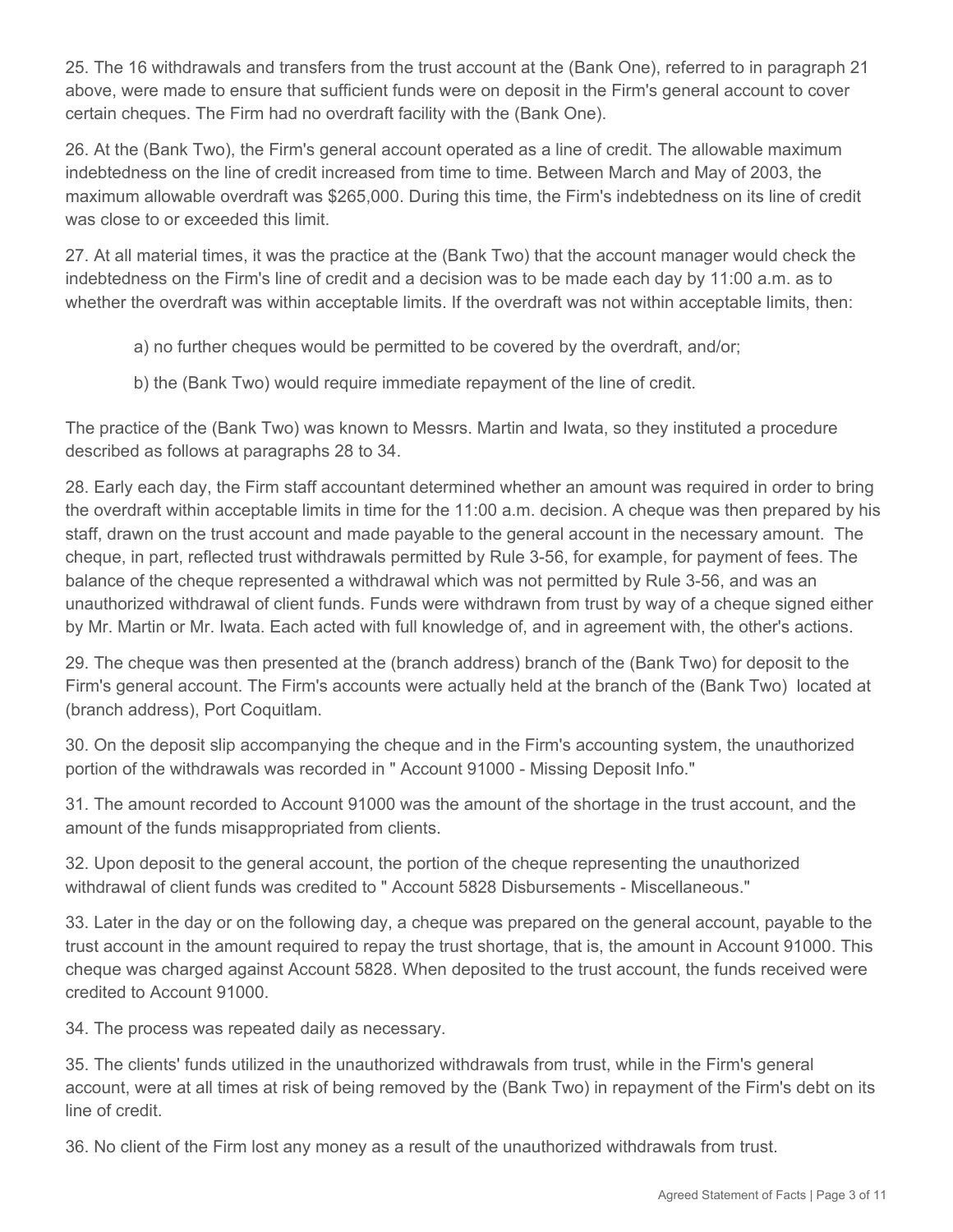25. The 16 withdrawals and transfers from the trust account at the (Bank One), referred to in paragraph 21 above, were made to ensure that sufficient funds were on deposit in the Firm's general account to cover certain cheques. The Firm had no overdraft facility with the (Bank One).

26. At the (Bank Two), the Firm's general account operated as a line of credit. The allowable maximum indebtedness on the line of credit increased from time to time. Between March and May of 2003, the maximum allowable overdraft was $265,000. During this time, the Firm's indebtedness on its line of credit was close to or exceeded this limit.

27. At all material times, it was the practice at the (Bank Two) that the account manager would check the indebtedness on the Firm's line of credit and a decision was to be made each day by 11:00 a.m. as to whether the overdraft was within acceptable limits. If the overdraft was not within acceptable limits, then:

> a) no further cheques would be permitted to be covered by the overdraft, and/or;
>
> b) the (Bank Two) would require immediate repayment of the line of credit.

The practice of the (Bank Two) was known to Messrs. Martin and Iwata, so they instituted a procedure described as follows at paragraphs 28 to 34.

28. Early each day, the Firm staff accountant determined whether an amount was required in order to bring the overdraft within acceptable limits in time for the 11:00 a.m. decision. A cheque was then prepared by his staff, drawn on the trust account and made payable to the general account in the necessary amount. The cheque, in part, reflected trust withdrawals permitted by Rule 3-56, for example, for payment of fees. The balance of the cheque represented a withdrawal which was not permitted by Rule 3-56, and was an unauthorized withdrawal of client funds. Funds were withdrawn from trust by way of a cheque signed either by Mr. Martin or Mr. Iwata. Each acted with full knowledge of, and in agreement with, the other's actions.

29. The cheque was then presented at the (branch address) branch of the (Bank Two) for deposit to the Firm's general account. The Firm's accounts were actually held at the branch of the (Bank Two) located at (branch address), Port Coquitlam.

30. On the deposit slip accompanying the cheque and in the Firm's accounting system, the unauthorized portion of the withdrawals was recorded in " Account 91000 - Missing Deposit Info."

31. The amount recorded to Account 91000 was the amount of the shortage in the trust account, and the amount of the funds misappropriated from clients.

32. Upon deposit to the general account, the portion of the cheque representing the unauthorized withdrawal of client funds was credited to " Account 5828 Disbursements - Miscellaneous."

33. Later in the day or on the following day, a cheque was prepared on the general account, payable to the trust account in the amount required to repay the trust shortage, that is, the amount in Account 91000. This cheque was charged against Account 5828. When deposited to the trust account, the funds received were credited to Account 91000.

34. The process was repeated daily as necessary.

35. The clients' funds utilized in the unauthorized withdrawals from trust, while in the Firm's general account, were at all times at risk of being removed by the (Bank Two) in repayment of the Firm's debt on its line of credit.

36. No client of the Firm lost any money as a result of the unauthorized withdrawals from trust.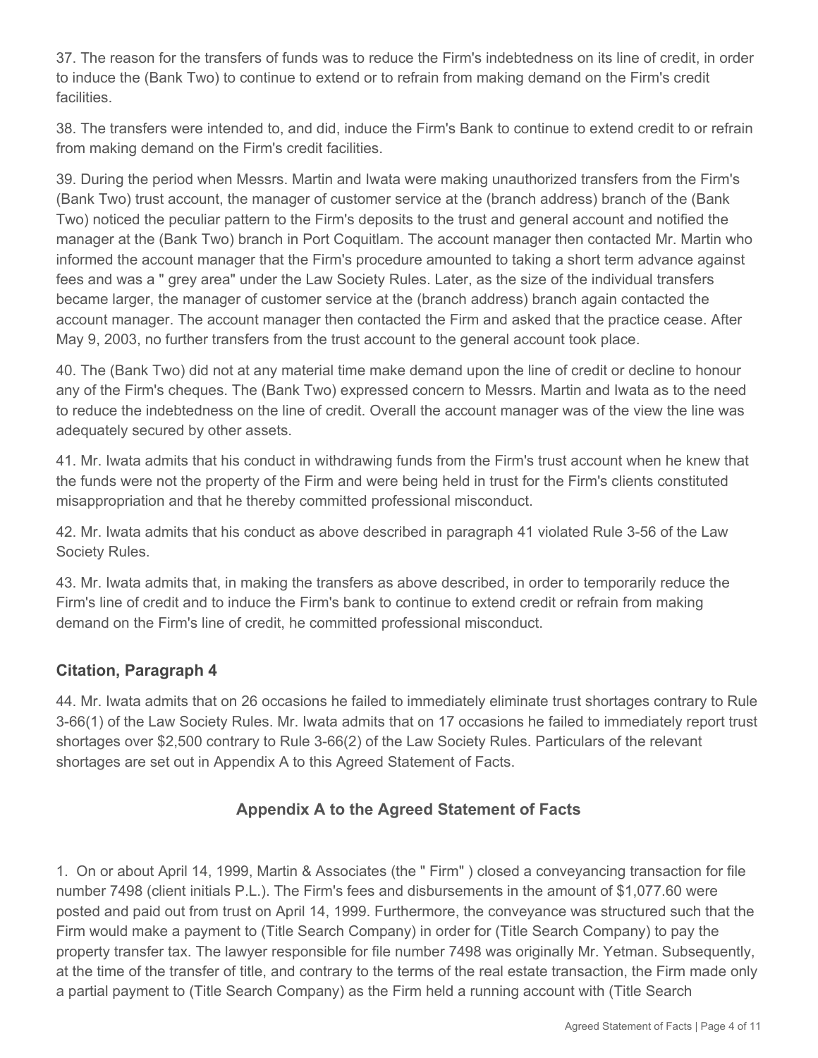37. The reason for the transfers of funds was to reduce the Firm's indebtedness on its line of credit, in order to induce the (Bank Two) to continue to extend or to refrain from making demand on the Firm's credit facilities.

38. The transfers were intended to, and did, induce the Firm's Bank to continue to extend credit to or refrain from making demand on the Firm's credit facilities.

39. During the period when Messrs. Martin and Iwata were making unauthorized transfers from the Firm's (Bank Two) trust account, the manager of customer service at the (branch address) branch of the (Bank Two) noticed the peculiar pattern to the Firm's deposits to the trust and general account and notified the manager at the (Bank Two) branch in Port Coquitlam. The account manager then contacted Mr. Martin who informed the account manager that the Firm's procedure amounted to taking a short term advance against fees and was a " grey area" under the Law Society Rules. Later, as the size of the individual transfers became larger, the manager of customer service at the (branch address) branch again contacted the account manager. The account manager then contacted the Firm and asked that the practice cease. After May 9, 2003, no further transfers from the trust account to the general account took place.

40. The (Bank Two) did not at any material time make demand upon the line of credit or decline to honour any of the Firm's cheques. The (Bank Two) expressed concern to Messrs. Martin and Iwata as to the need to reduce the indebtedness on the line of credit. Overall the account manager was of the view the line was adequately secured by other assets.

41. Mr. Iwata admits that his conduct in withdrawing funds from the Firm's trust account when he knew that the funds were not the property of the Firm and were being held in trust for the Firm's clients constituted misappropriation and that he thereby committed professional misconduct.

42. Mr. Iwata admits that his conduct as above described in paragraph 41 violated Rule 3-56 of the Law Society Rules.

43. Mr. Iwata admits that, in making the transfers as above described, in order to temporarily reduce the Firm's line of credit and to induce the Firm's bank to continue to extend credit or refrain from making demand on the Firm's line of credit, he committed professional misconduct.

### Citation, Paragraph 4

44. Mr. Iwata admits that on 26 occasions he failed to immediately eliminate trust shortages contrary to Rule 3-66(1) of the Law Society Rules. Mr. Iwata admits that on 17 occasions he failed to immediately report trust shortages over $2,500 contrary to Rule 3-66(2) of the Law Society Rules. Particulars of the relevant shortages are set out in Appendix A to this Agreed Statement of Facts.

### Appendix A to the Agreed Statement of Facts

1. On or about April 14, 1999, Martin & Associates (the " Firm" ) closed a conveyancing transaction for file number 7498 (client initials P.L.). The Firm's fees and disbursements in the amount of $1,077.60 were posted and paid out from trust on April 14, 1999. Furthermore, the conveyance was structured such that the Firm would make a payment to (Title Search Company) in order for (Title Search Company) to pay the property transfer tax. The lawyer responsible for file number 7498 was originally Mr. Yetman. Subsequently, at the time of the transfer of title, and contrary to the terms of the real estate transaction, the Firm made only a partial payment to (Title Search Company) as the Firm held a running account with (Title Search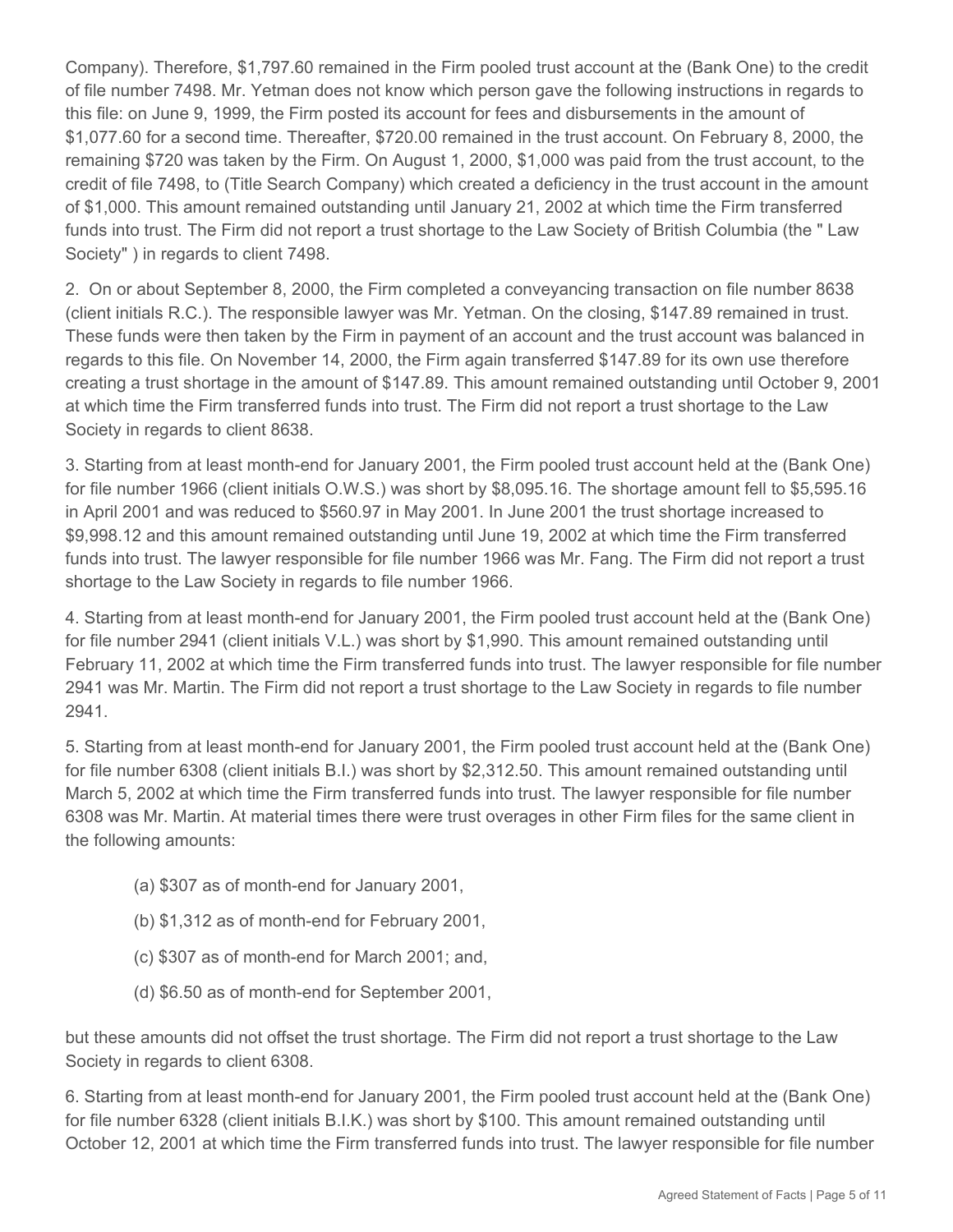Company). Therefore, $1,797.60 remained in the Firm pooled trust account at the (Bank One) to the credit of file number 7498. Mr. Yetman does not know which person gave the following instructions in regards to this file: on June 9, 1999, the Firm posted its account for fees and disbursements in the amount of $1,077.60 for a second time. Thereafter, $720.00 remained in the trust account. On February 8, 2000, the remaining $720 was taken by the Firm. On August 1, 2000, $1,000 was paid from the trust account, to the credit of file 7498, to (Title Search Company) which created a deficiency in the trust account in the amount of $1,000. This amount remained outstanding until January 21, 2002 at which time the Firm transferred funds into trust. The Firm did not report a trust shortage to the Law Society of British Columbia (the " Law Society" ) in regards to client 7498.

2. On or about September 8, 2000, the Firm completed a conveyancing transaction on file number 8638 (client initials R.C.). The responsible lawyer was Mr. Yetman. On the closing, $147.89 remained in trust. These funds were then taken by the Firm in payment of an account and the trust account was balanced in regards to this file. On November 14, 2000, the Firm again transferred $147.89 for its own use therefore creating a trust shortage in the amount of $147.89. This amount remained outstanding until October 9, 2001 at which time the Firm transferred funds into trust. The Firm did not report a trust shortage to the Law Society in regards to client 8638.

3. Starting from at least month-end for January 2001, the Firm pooled trust account held at the (Bank One) for file number 1966 (client initials O.W.S.) was short by $8,095.16. The shortage amount fell to $5,595.16 in April 2001 and was reduced to $560.97 in May 2001. In June 2001 the trust shortage increased to $9,998.12 and this amount remained outstanding until June 19, 2002 at which time the Firm transferred funds into trust. The lawyer responsible for file number 1966 was Mr. Fang. The Firm did not report a trust shortage to the Law Society in regards to file number 1966.

4. Starting from at least month-end for January 2001, the Firm pooled trust account held at the (Bank One) for file number 2941 (client initials V.L.) was short by $1,990. This amount remained outstanding until February 11, 2002 at which time the Firm transferred funds into trust. The lawyer responsible for file number 2941 was Mr. Martin. The Firm did not report a trust shortage to the Law Society in regards to file number 2941.

5. Starting from at least month-end for January 2001, the Firm pooled trust account held at the (Bank One) for file number 6308 (client initials B.I.) was short by $2,312.50. This amount remained outstanding until March 5, 2002 at which time the Firm transferred funds into trust. The lawyer responsible for file number 6308 was Mr. Martin. At material times there were trust overages in other Firm files for the same client in the following amounts:

(a) $307 as of month-end for January 2001,

(b) $1,312 as of month-end for February 2001,

(c) $307 as of month-end for March 2001; and,

(d) $6.50 as of month-end for September 2001,

but these amounts did not offset the trust shortage. The Firm did not report a trust shortage to the Law Society in regards to client 6308.

6. Starting from at least month-end for January 2001, the Firm pooled trust account held at the (Bank One) for file number 6328 (client initials B.I.K.) was short by $100. This amount remained outstanding until October 12, 2001 at which time the Firm transferred funds into trust. The lawyer responsible for file number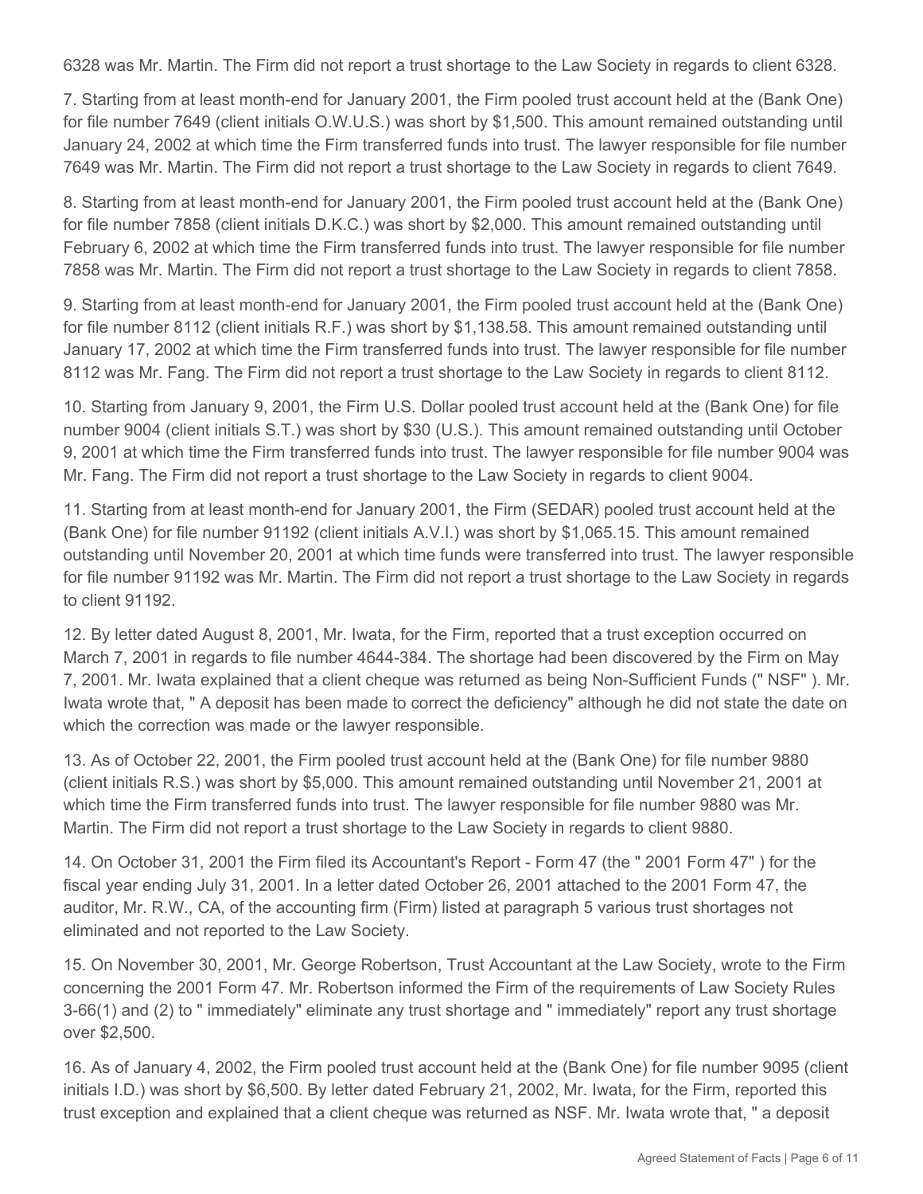6328 was Mr. Martin. The Firm did not report a trust shortage to the Law Society in regards to client 6328.

7. Starting from at least month-end for January 2001, the Firm pooled trust account held at the (Bank One) for file number 7649 (client initials O.W.U.S.) was short by $1,500. This amount remained outstanding until January 24, 2002 at which time the Firm transferred funds into trust. The lawyer responsible for file number 7649 was Mr. Martin. The Firm did not report a trust shortage to the Law Society in regards to client 7649.

8. Starting from at least month-end for January 2001, the Firm pooled trust account held at the (Bank One) for file number 7858 (client initials D.K.C.) was short by $2,000. This amount remained outstanding until February 6, 2002 at which time the Firm transferred funds into trust. The lawyer responsible for file number 7858 was Mr. Martin. The Firm did not report a trust shortage to the Law Society in regards to client 7858.

9. Starting from at least month-end for January 2001, the Firm pooled trust account held at the (Bank One) for file number 8112 (client initials R.F.) was short by $1,138.58. This amount remained outstanding until January 17, 2002 at which time the Firm transferred funds into trust. The lawyer responsible for file number 8112 was Mr. Fang. The Firm did not report a trust shortage to the Law Society in regards to client 8112.

10. Starting from January 9, 2001, the Firm U.S. Dollar pooled trust account held at the (Bank One) for file number 9004 (client initials S.T.) was short by $30 (U.S.). This amount remained outstanding until October 9, 2001 at which time the Firm transferred funds into trust. The lawyer responsible for file number 9004 was Mr. Fang. The Firm did not report a trust shortage to the Law Society in regards to client 9004.

11. Starting from at least month-end for January 2001, the Firm (SEDAR) pooled trust account held at the (Bank One) for file number 91192 (client initials A.V.I.) was short by $1,065.15. This amount remained outstanding until November 20, 2001 at which time funds were transferred into trust. The lawyer responsible for file number 91192 was Mr. Martin. The Firm did not report a trust shortage to the Law Society in regards to client 91192.

12. By letter dated August 8, 2001, Mr. Iwata, for the Firm, reported that a trust exception occurred on March 7, 2001 in regards to file number 4644-384. The shortage had been discovered by the Firm on May 7, 2001. Mr. Iwata explained that a client cheque was returned as being Non-Sufficient Funds (" NSF" ). Mr. Iwata wrote that, " A deposit has been made to correct the deficiency" although he did not state the date on which the correction was made or the lawyer responsible.

13. As of October 22, 2001, the Firm pooled trust account held at the (Bank One) for file number 9880 (client initials R.S.) was short by $5,000. This amount remained outstanding until November 21, 2001 at which time the Firm transferred funds into trust. The lawyer responsible for file number 9880 was Mr. Martin. The Firm did not report a trust shortage to the Law Society in regards to client 9880.

14. On October 31, 2001 the Firm filed its Accountant's Report - Form 47 (the " 2001 Form 47" ) for the fiscal year ending July 31, 2001. In a letter dated October 26, 2001 attached to the 2001 Form 47, the auditor, Mr. R.W., CA, of the accounting firm (Firm) listed at paragraph 5 various trust shortages not eliminated and not reported to the Law Society.

15. On November 30, 2001, Mr. George Robertson, Trust Accountant at the Law Society, wrote to the Firm concerning the 2001 Form 47. Mr. Robertson informed the Firm of the requirements of Law Society Rules 3-66(1) and (2) to " immediately" eliminate any trust shortage and " immediately" report any trust shortage over $2,500.

16. As of January 4, 2002, the Firm pooled trust account held at the (Bank One) for file number 9095 (client initials I.D.) was short by $6,500. By letter dated February 21, 2002, Mr. Iwata, for the Firm, reported this trust exception and explained that a client cheque was returned as NSF. Mr. Iwata wrote that, " a deposit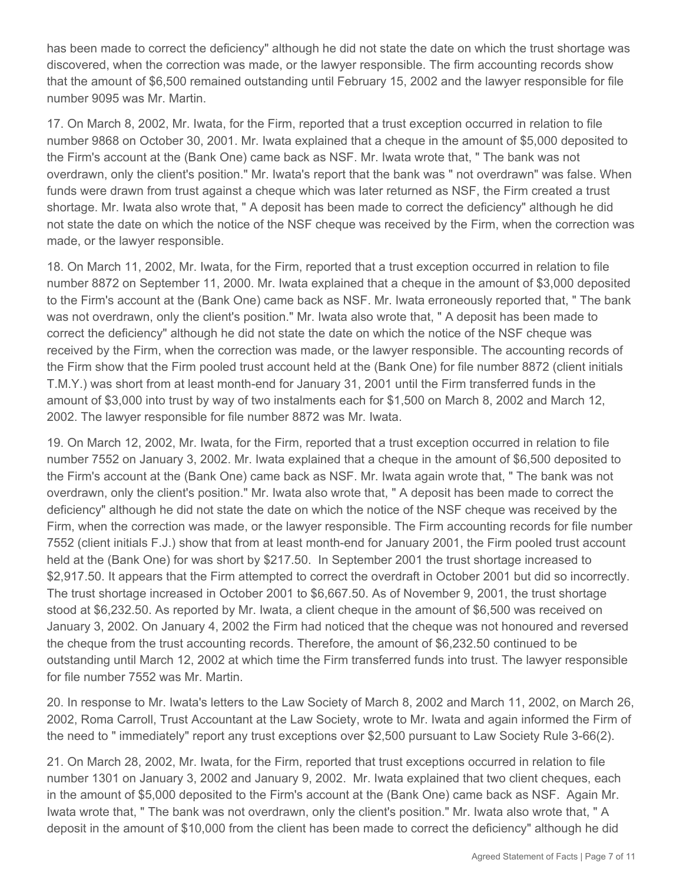has been made to correct the deficiency" although he did not state the date on which the trust shortage was discovered, when the correction was made, or the lawyer responsible. The firm accounting records show that the amount of $6,500 remained outstanding until February 15, 2002 and the lawyer responsible for file number 9095 was Mr. Martin.

17. On March 8, 2002, Mr. Iwata, for the Firm, reported that a trust exception occurred in relation to file number 9868 on October 30, 2001. Mr. Iwata explained that a cheque in the amount of $5,000 deposited to the Firm's account at the (Bank One) came back as NSF. Mr. Iwata wrote that, " The bank was not overdrawn, only the client's position." Mr. Iwata's report that the bank was " not overdrawn" was false. When funds were drawn from trust against a cheque which was later returned as NSF, the Firm created a trust shortage. Mr. Iwata also wrote that, " A deposit has been made to correct the deficiency" although he did not state the date on which the notice of the NSF cheque was received by the Firm, when the correction was made, or the lawyer responsible.

18. On March 11, 2002, Mr. Iwata, for the Firm, reported that a trust exception occurred in relation to file number 8872 on September 11, 2000. Mr. Iwata explained that a cheque in the amount of $3,000 deposited to the Firm's account at the (Bank One) came back as NSF. Mr. Iwata erroneously reported that, " The bank was not overdrawn, only the client's position." Mr. Iwata also wrote that, " A deposit has been made to correct the deficiency" although he did not state the date on which the notice of the NSF cheque was received by the Firm, when the correction was made, or the lawyer responsible. The accounting records of the Firm show that the Firm pooled trust account held at the (Bank One) for file number 8872 (client initials T.M.Y.) was short from at least month-end for January 31, 2001 until the Firm transferred funds in the amount of $3,000 into trust by way of two instalments each for $1,500 on March 8, 2002 and March 12, 2002. The lawyer responsible for file number 8872 was Mr. Iwata.

19. On March 12, 2002, Mr. Iwata, for the Firm, reported that a trust exception occurred in relation to file number 7552 on January 3, 2002. Mr. Iwata explained that a cheque in the amount of $6,500 deposited to the Firm's account at the (Bank One) came back as NSF. Mr. Iwata again wrote that, " The bank was not overdrawn, only the client's position." Mr. Iwata also wrote that, " A deposit has been made to correct the deficiency" although he did not state the date on which the notice of the NSF cheque was received by the Firm, when the correction was made, or the lawyer responsible. The Firm accounting records for file number 7552 (client initials F.J.) show that from at least month-end for January 2001, the Firm pooled trust account held at the (Bank One) for was short by $217.50. In September 2001 the trust shortage increased to $2,917.50. It appears that the Firm attempted to correct the overdraft in October 2001 but did so incorrectly. The trust shortage increased in October 2001 to $6,667.50. As of November 9, 2001, the trust shortage stood at $6,232.50. As reported by Mr. Iwata, a client cheque in the amount of $6,500 was received on January 3, 2002. On January 4, 2002 the Firm had noticed that the cheque was not honoured and reversed the cheque from the trust accounting records. Therefore, the amount of $6,232.50 continued to be outstanding until March 12, 2002 at which time the Firm transferred funds into trust. The lawyer responsible for file number 7552 was Mr. Martin.

20. In response to Mr. Iwata's letters to the Law Society of March 8, 2002 and March 11, 2002, on March 26, 2002, Roma Carroll, Trust Accountant at the Law Society, wrote to Mr. Iwata and again informed the Firm of the need to " immediately" report any trust exceptions over $2,500 pursuant to Law Society Rule 3-66(2).

21. On March 28, 2002, Mr. Iwata, for the Firm, reported that trust exceptions occurred in relation to file number 1301 on January 3, 2002 and January 9, 2002. Mr. Iwata explained that two client cheques, each in the amount of $5,000 deposited to the Firm's account at the (Bank One) came back as NSF. Again Mr. Iwata wrote that, " The bank was not overdrawn, only the client's position." Mr. Iwata also wrote that, " A deposit in the amount of $10,000 from the client has been made to correct the deficiency" although he did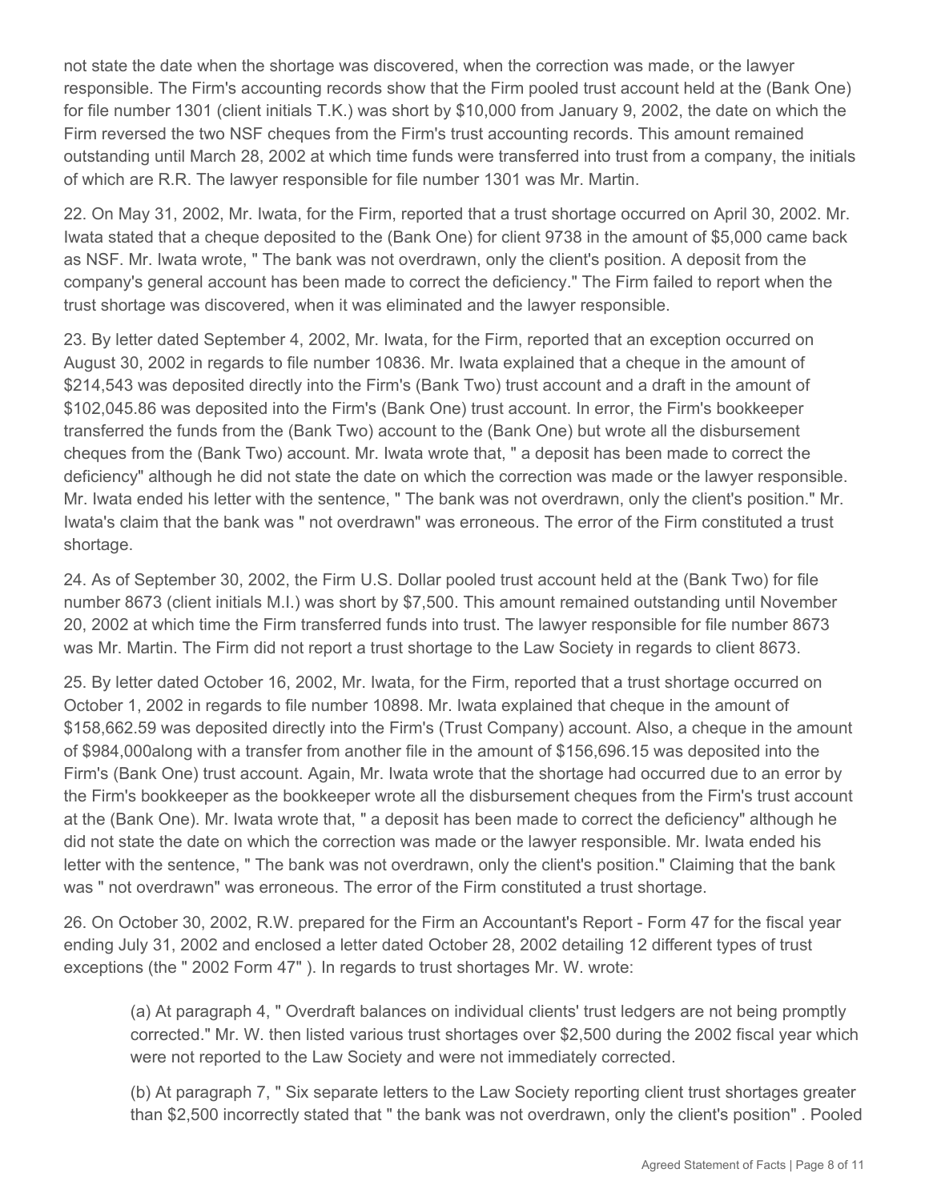not state the date when the shortage was discovered, when the correction was made, or the lawyer responsible. The Firm's accounting records show that the Firm pooled trust account held at the (Bank One) for file number 1301 (client initials T.K.) was short by $10,000 from January 9, 2002, the date on which the Firm reversed the two NSF cheques from the Firm's trust accounting records. This amount remained outstanding until March 28, 2002 at which time funds were transferred into trust from a company, the initials of which are R.R. The lawyer responsible for file number 1301 was Mr. Martin.

22. On May 31, 2002, Mr. Iwata, for the Firm, reported that a trust shortage occurred on April 30, 2002. Mr. Iwata stated that a cheque deposited to the (Bank One) for client 9738 in the amount of $5,000 came back as NSF. Mr. Iwata wrote, " The bank was not overdrawn, only the client's position. A deposit from the company's general account has been made to correct the deficiency." The Firm failed to report when the trust shortage was discovered, when it was eliminated and the lawyer responsible.

23. By letter dated September 4, 2002, Mr. Iwata, for the Firm, reported that an exception occurred on August 30, 2002 in regards to file number 10836. Mr. Iwata explained that a cheque in the amount of $214,543 was deposited directly into the Firm's (Bank Two) trust account and a draft in the amount of $102,045.86 was deposited into the Firm's (Bank One) trust account. In error, the Firm's bookkeeper transferred the funds from the (Bank Two) account to the (Bank One) but wrote all the disbursement cheques from the (Bank Two) account. Mr. Iwata wrote that, " a deposit has been made to correct the deficiency" although he did not state the date on which the correction was made or the lawyer responsible. Mr. Iwata ended his letter with the sentence, " The bank was not overdrawn, only the client's position." Mr. Iwata's claim that the bank was " not overdrawn" was erroneous. The error of the Firm constituted a trust shortage.

24. As of September 30, 2002, the Firm U.S. Dollar pooled trust account held at the (Bank Two) for file number 8673 (client initials M.I.) was short by $7,500. This amount remained outstanding until November 20, 2002 at which time the Firm transferred funds into trust. The lawyer responsible for file number 8673 was Mr. Martin. The Firm did not report a trust shortage to the Law Society in regards to client 8673.

25. By letter dated October 16, 2002, Mr. Iwata, for the Firm, reported that a trust shortage occurred on October 1, 2002 in regards to file number 10898. Mr. Iwata explained that cheque in the amount of $158,662.59 was deposited directly into the Firm's (Trust Company) account. Also, a cheque in the amount of $984,000along with a transfer from another file in the amount of $156,696.15 was deposited into the Firm's (Bank One) trust account. Again, Mr. Iwata wrote that the shortage had occurred due to an error by the Firm's bookkeeper as the bookkeeper wrote all the disbursement cheques from the Firm's trust account at the (Bank One). Mr. Iwata wrote that, " a deposit has been made to correct the deficiency" although he did not state the date on which the correction was made or the lawyer responsible. Mr. Iwata ended his letter with the sentence, " The bank was not overdrawn, only the client's position." Claiming that the bank was " not overdrawn" was erroneous. The error of the Firm constituted a trust shortage.

26. On October 30, 2002, R.W. prepared for the Firm an Accountant's Report - Form 47 for the fiscal year ending July 31, 2002 and enclosed a letter dated October 28, 2002 detailing 12 different types of trust exceptions (the " 2002 Form 47" ). In regards to trust shortages Mr. W. wrote:

> (a) At paragraph 4, " Overdraft balances on individual clients' trust ledgers are not being promptly corrected." Mr. W. then listed various trust shortages over $2,500 during the 2002 fiscal year which were not reported to the Law Society and were not immediately corrected.
>
> (b) At paragraph 7, " Six separate letters to the Law Society reporting client trust shortages greater than $2,500 incorrectly stated that " the bank was not overdrawn, only the client's position" . Pooled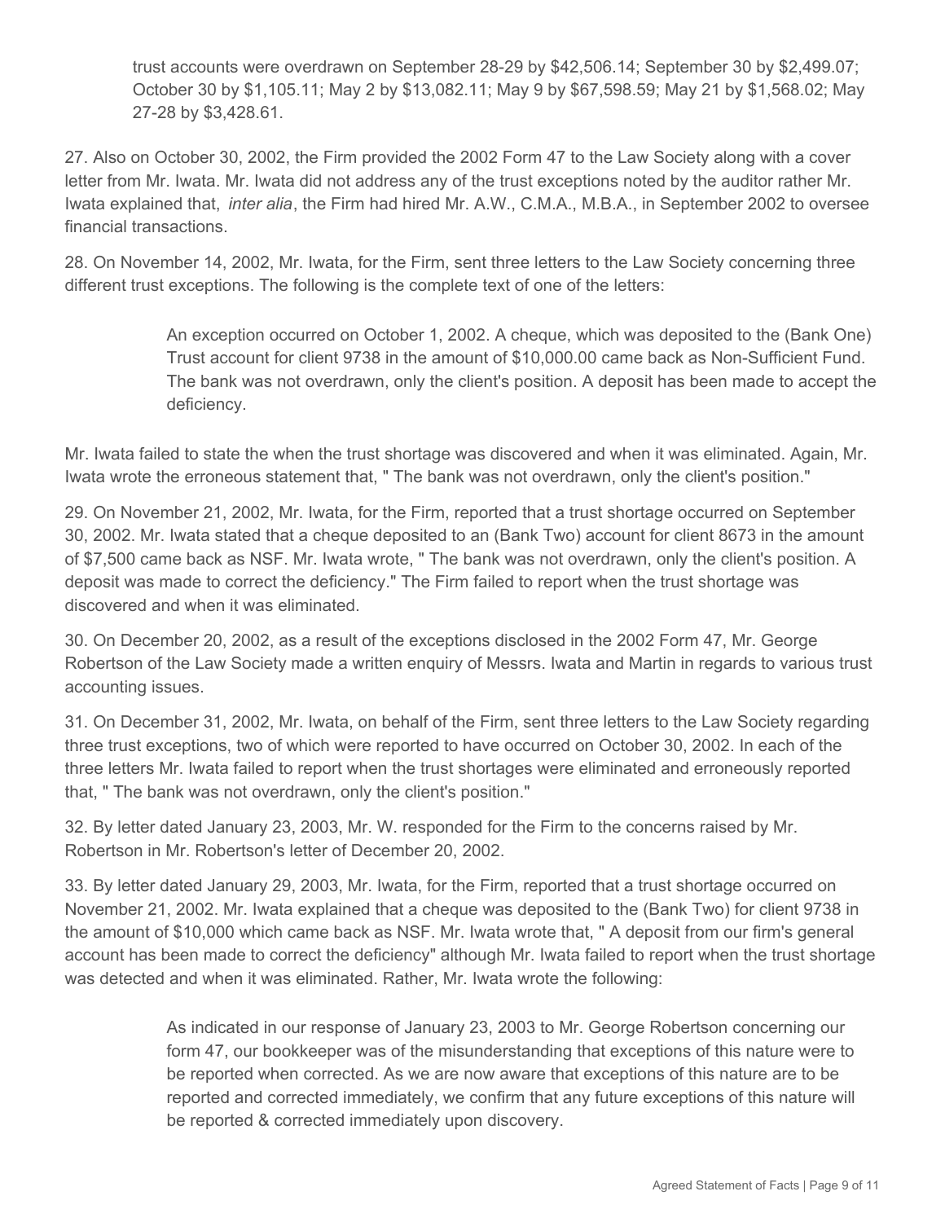trust accounts were overdrawn on September 28-29 by $42,506.14; September 30 by $2,499.07; October 30 by $1,105.11; May 2 by $13,082.11; May 9 by $67,598.59; May 21 by $1,568.02; May 27-28 by $3,428.61.

27. Also on October 30, 2002, the Firm provided the 2002 Form 47 to the Law Society along with a cover letter from Mr. Iwata. Mr. Iwata did not address any of the trust exceptions noted by the auditor rather Mr. Iwata explained that, *inter alia*, the Firm had hired Mr. A.W., C.M.A., M.B.A., in September 2002 to oversee financial transactions.

28. On November 14, 2002, Mr. Iwata, for the Firm, sent three letters to the Law Society concerning three different trust exceptions. The following is the complete text of one of the letters:

> An exception occurred on October 1, 2002. A cheque, which was deposited to the (Bank One) Trust account for client 9738 in the amount of $10,000.00 came back as Non-Sufficient Fund. The bank was not overdrawn, only the client's position. A deposit has been made to accept the deficiency.

Mr. Iwata failed to state the when the trust shortage was discovered and when it was eliminated. Again, Mr. Iwata wrote the erroneous statement that, " The bank was not overdrawn, only the client's position."

29. On November 21, 2002, Mr. Iwata, for the Firm, reported that a trust shortage occurred on September 30, 2002. Mr. Iwata stated that a cheque deposited to an (Bank Two) account for client 8673 in the amount of $7,500 came back as NSF. Mr. Iwata wrote, " The bank was not overdrawn, only the client's position. A deposit was made to correct the deficiency." The Firm failed to report when the trust shortage was discovered and when it was eliminated.

30. On December 20, 2002, as a result of the exceptions disclosed in the 2002 Form 47, Mr. George Robertson of the Law Society made a written enquiry of Messrs. Iwata and Martin in regards to various trust accounting issues.

31. On December 31, 2002, Mr. Iwata, on behalf of the Firm, sent three letters to the Law Society regarding three trust exceptions, two of which were reported to have occurred on October 30, 2002. In each of the three letters Mr. Iwata failed to report when the trust shortages were eliminated and erroneously reported that, " The bank was not overdrawn, only the client's position."

32. By letter dated January 23, 2003, Mr. W. responded for the Firm to the concerns raised by Mr. Robertson in Mr. Robertson's letter of December 20, 2002.

33. By letter dated January 29, 2003, Mr. Iwata, for the Firm, reported that a trust shortage occurred on November 21, 2002. Mr. Iwata explained that a cheque was deposited to the (Bank Two) for client 9738 in the amount of $10,000 which came back as NSF. Mr. Iwata wrote that, " A deposit from our firm's general account has been made to correct the deficiency" although Mr. Iwata failed to report when the trust shortage was detected and when it was eliminated. Rather, Mr. Iwata wrote the following:

> As indicated in our response of January 23, 2003 to Mr. George Robertson concerning our form 47, our bookkeeper was of the misunderstanding that exceptions of this nature were to be reported when corrected. As we are now aware that exceptions of this nature are to be reported and corrected immediately, we confirm that any future exceptions of this nature will be reported & corrected immediately upon discovery.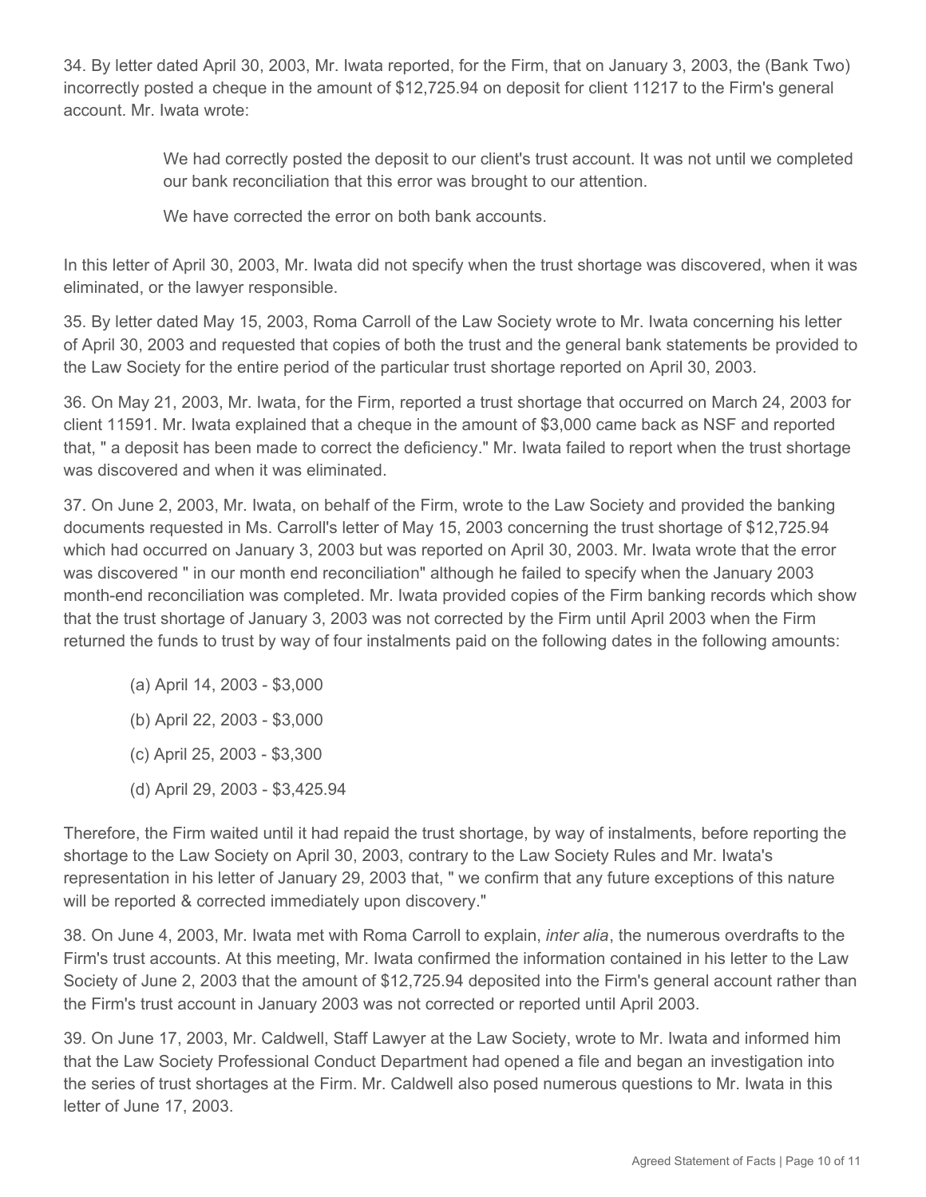34. By letter dated April 30, 2003, Mr. Iwata reported, for the Firm, that on January 3, 2003, the (Bank Two) incorrectly posted a cheque in the amount of $12,725.94 on deposit for client 11217 to the Firm's general account. Mr. Iwata wrote:

> We had correctly posted the deposit to our client's trust account. It was not until we completed our bank reconciliation that this error was brought to our attention.
>
> We have corrected the error on both bank accounts.

In this letter of April 30, 2003, Mr. Iwata did not specify when the trust shortage was discovered, when it was eliminated, or the lawyer responsible.

35. By letter dated May 15, 2003, Roma Carroll of the Law Society wrote to Mr. Iwata concerning his letter of April 30, 2003 and requested that copies of both the trust and the general bank statements be provided to the Law Society for the entire period of the particular trust shortage reported on April 30, 2003.

36. On May 21, 2003, Mr. Iwata, for the Firm, reported a trust shortage that occurred on March 24, 2003 for client 11591. Mr. Iwata explained that a cheque in the amount of $3,000 came back as NSF and reported that, " a deposit has been made to correct the deficiency." Mr. Iwata failed to report when the trust shortage was discovered and when it was eliminated.

37. On June 2, 2003, Mr. Iwata, on behalf of the Firm, wrote to the Law Society and provided the banking documents requested in Ms. Carroll's letter of May 15, 2003 concerning the trust shortage of $12,725.94 which had occurred on January 3, 2003 but was reported on April 30, 2003. Mr. Iwata wrote that the error was discovered " in our month end reconciliation" although he failed to specify when the January 2003 month-end reconciliation was completed. Mr. Iwata provided copies of the Firm banking records which show that the trust shortage of January 3, 2003 was not corrected by the Firm until April 2003 when the Firm returned the funds to trust by way of four instalments paid on the following dates in the following amounts:

(a) April 14, 2003 - $3,000

(b) April 22, 2003 - $3,000

(c) April 25, 2003 - $3,300

(d) April 29, 2003 - $3,425.94

Therefore, the Firm waited until it had repaid the trust shortage, by way of instalments, before reporting the shortage to the Law Society on April 30, 2003, contrary to the Law Society Rules and Mr. Iwata's representation in his letter of January 29, 2003 that, " we confirm that any future exceptions of this nature will be reported & corrected immediately upon discovery."

38. On June 4, 2003, Mr. Iwata met with Roma Carroll to explain, *inter alia*, the numerous overdrafts to the Firm's trust accounts. At this meeting, Mr. Iwata confirmed the information contained in his letter to the Law Society of June 2, 2003 that the amount of $12,725.94 deposited into the Firm's general account rather than the Firm's trust account in January 2003 was not corrected or reported until April 2003.

39. On June 17, 2003, Mr. Caldwell, Staff Lawyer at the Law Society, wrote to Mr. Iwata and informed him that the Law Society Professional Conduct Department had opened a file and began an investigation into the series of trust shortages at the Firm. Mr. Caldwell also posed numerous questions to Mr. Iwata in this letter of June 17, 2003.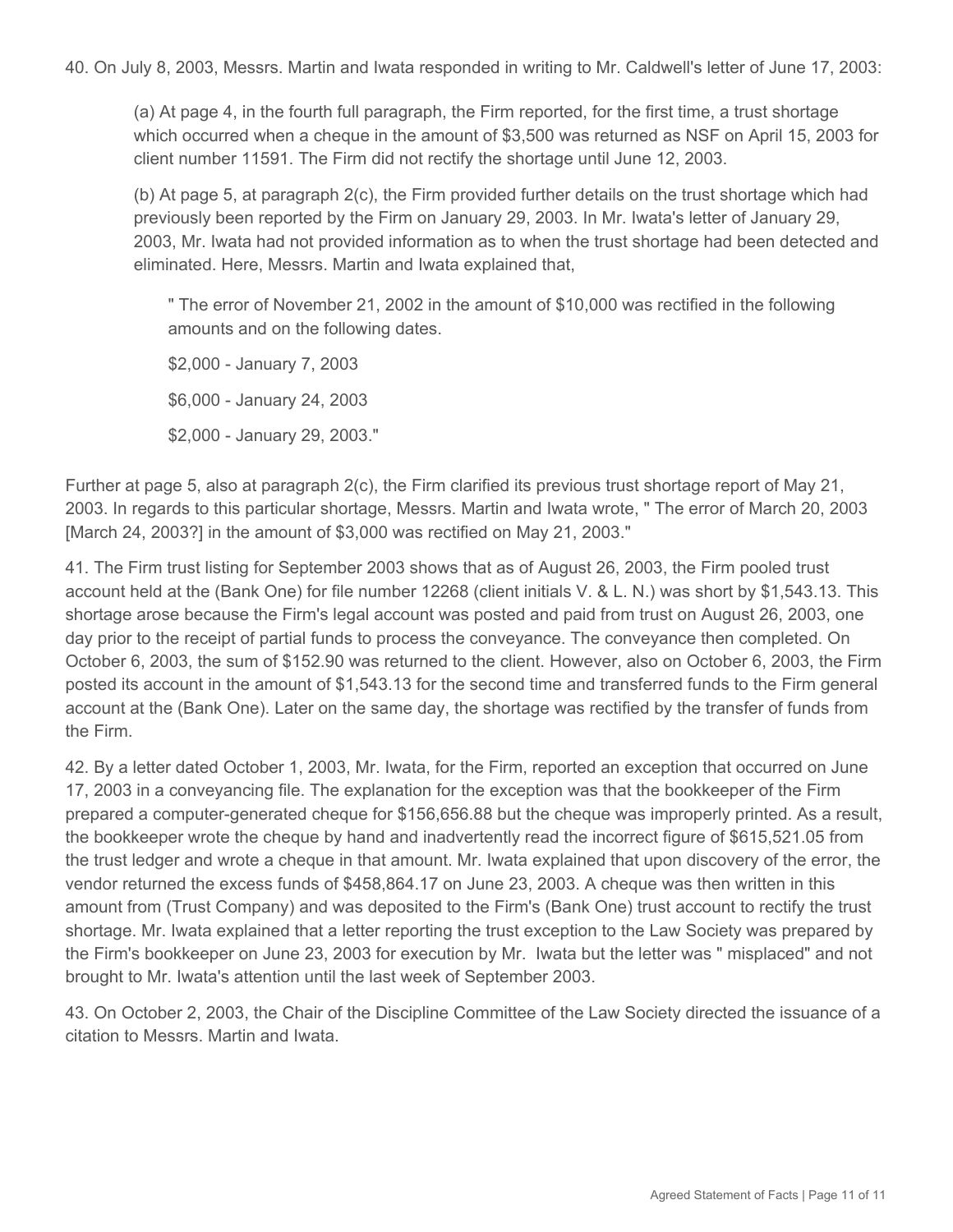40. On July 8, 2003, Messrs. Martin and Iwata responded in writing to Mr. Caldwell's letter of June 17, 2003:

(a) At page 4, in the fourth full paragraph, the Firm reported, for the first time, a trust shortage which occurred when a cheque in the amount of $3,500 was returned as NSF on April 15, 2003 for client number 11591. The Firm did not rectify the shortage until June 12, 2003.

(b) At page 5, at paragraph 2(c), the Firm provided further details on the trust shortage which had previously been reported by the Firm on January 29, 2003. In Mr. Iwata's letter of January 29, 2003, Mr. Iwata had not provided information as to when the trust shortage had been detected and eliminated. Here, Messrs. Martin and Iwata explained that,

> " The error of November 21, 2002 in the amount of $10,000 was rectified in the following amounts and on the following dates.
>
> $2,000 - January 7, 2003
>
> $6,000 - January 24, 2003
>
> $2,000 - January 29, 2003."

Further at page 5, also at paragraph 2(c), the Firm clarified its previous trust shortage report of May 21, 2003. In regards to this particular shortage, Messrs. Martin and Iwata wrote, " The error of March 20, 2003 [March 24, 2003?] in the amount of $3,000 was rectified on May 21, 2003."

41. The Firm trust listing for September 2003 shows that as of August 26, 2003, the Firm pooled trust account held at the (Bank One) for file number 12268 (client initials V. & L. N.) was short by $1,543.13. This shortage arose because the Firm's legal account was posted and paid from trust on August 26, 2003, one day prior to the receipt of partial funds to process the conveyance. The conveyance then completed. On October 6, 2003, the sum of $152.90 was returned to the client. However, also on October 6, 2003, the Firm posted its account in the amount of $1,543.13 for the second time and transferred funds to the Firm general account at the (Bank One). Later on the same day, the shortage was rectified by the transfer of funds from the Firm.

42. By a letter dated October 1, 2003, Mr. Iwata, for the Firm, reported an exception that occurred on June 17, 2003 in a conveyancing file. The explanation for the exception was that the bookkeeper of the Firm prepared a computer-generated cheque for $156,656.88 but the cheque was improperly printed. As a result, the bookkeeper wrote the cheque by hand and inadvertently read the incorrect figure of $615,521.05 from the trust ledger and wrote a cheque in that amount. Mr. Iwata explained that upon discovery of the error, the vendor returned the excess funds of $458,864.17 on June 23, 2003. A cheque was then written in this amount from (Trust Company) and was deposited to the Firm's (Bank One) trust account to rectify the trust shortage. Mr. Iwata explained that a letter reporting the trust exception to the Law Society was prepared by the Firm's bookkeeper on June 23, 2003 for execution by Mr. Iwata but the letter was " misplaced" and not brought to Mr. Iwata's attention until the last week of September 2003.

43. On October 2, 2003, the Chair of the Discipline Committee of the Law Society directed the issuance of a citation to Messrs. Martin and Iwata.